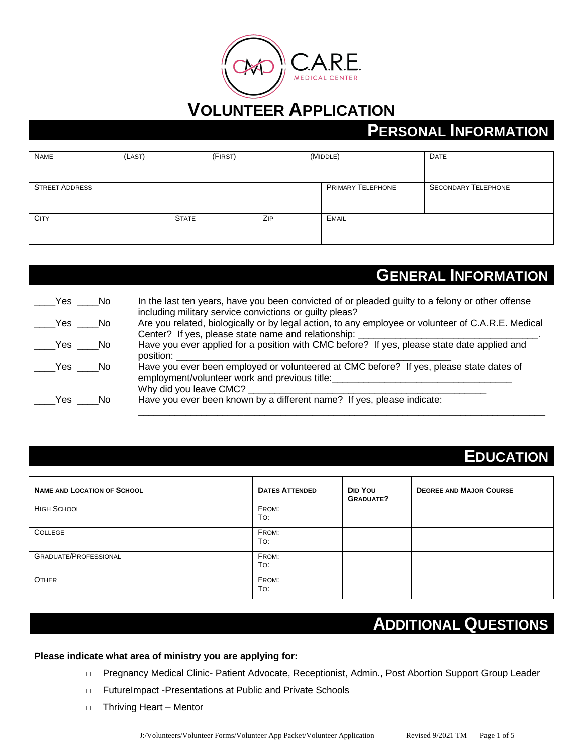C.A.R.E. MEDICAL CENTER

# VOLUNTEER APPLICATION

## PERSONAL INFORMATION

| NAME (LAST) (FIRST) (MIDDLE) | | DATE |
|---|---|---|
| STREET ADDRESS | PRIMARY TELEPHONE | SECONDARY TELEPHONE |
| CITY STATE ZIP | EMAIL | |

## GENERAL INFORMATION

____Yes ____No In the last ten years, have you been convicted of or pleaded guilty to a felony or other offense including military service convictions or guilty pleas?

____Yes ____No Are you related, biologically or by legal action, to any employee or volunteer of C.A.R.E. Medical Center? If yes, please state name and relationship: __________________________________.

____Yes ____No Have you ever applied for a position with CMC before? If yes, please state date applied and position: ____________________________________________________

____Yes ____No Have you ever been employed or volunteered at CMC before? If yes, please state dates of employment/volunteer work and previous title:__________________________________
Why did you leave CMC? ______________________________________________

____Yes ____No Have you ever been known by a different name? If yes, please indicate:
_______________________________________________________________________________

## EDUCATION

| NAME AND LOCATION OF SCHOOL | DATES ATTENDED | DID YOU GRADUATE? | DEGREE AND MAJOR COURSE |
|---|---|---|---|
| HIGH SCHOOL | FROM:<br>TO: | | |
| COLLEGE | FROM:<br>TO: | | |
| GRADUATE/PROFESSIONAL | FROM:<br>TO: | | |
| OTHER | FROM:<br>TO: | | |

## ADDITIONAL QUESTIONS

**Please indicate what area of ministry you are applying for:**

- ☐ Pregnancy Medical Clinic- Patient Advocate, Receptionist, Admin., Post Abortion Support Group Leader
- ☐ FutureImpact -Presentations at Public and Private Schools
- ☐ Thriving Heart – Mentor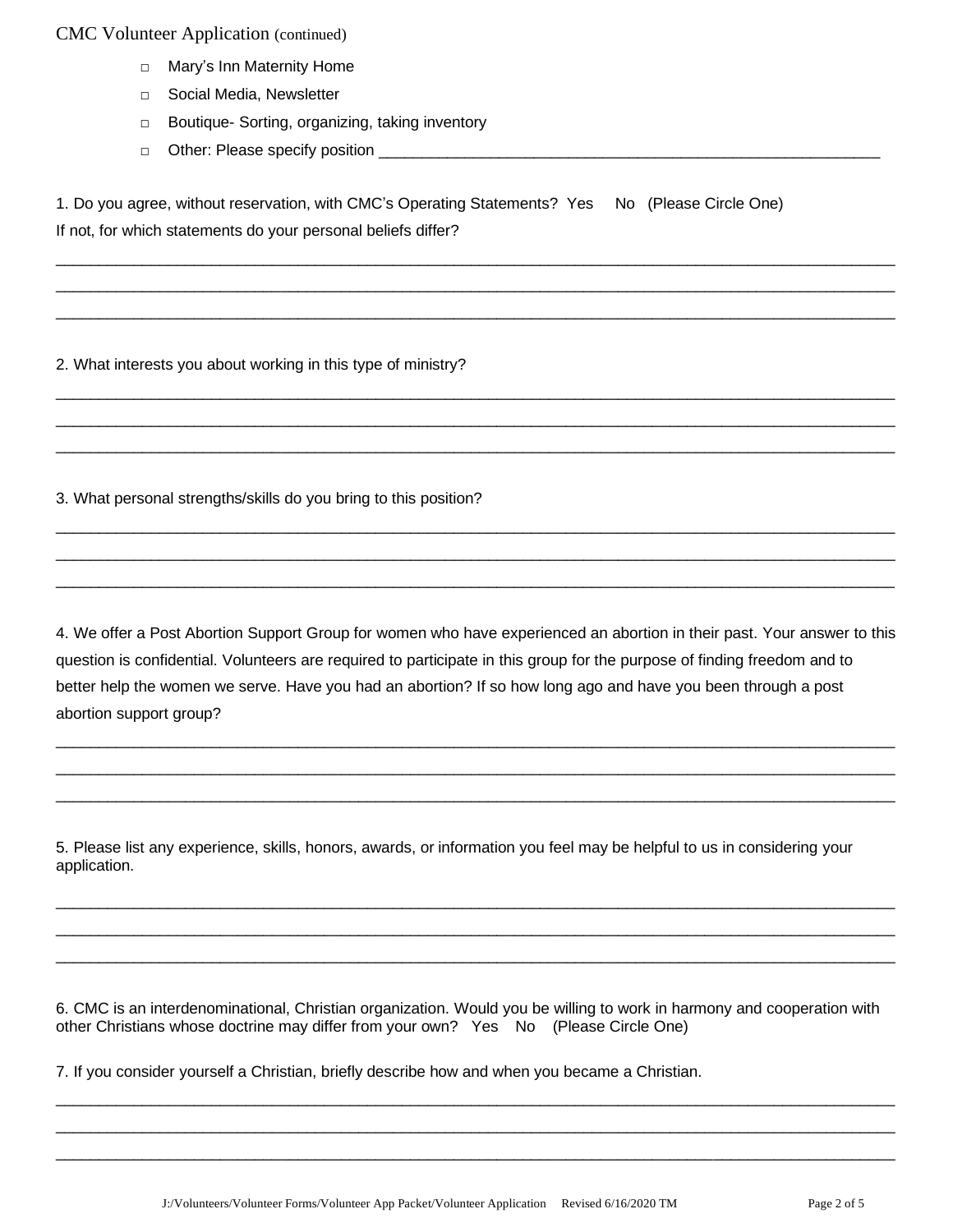CMC Volunteer Application (continued)

- ☐ Mary's Inn Maternity Home
- ☐ Social Media, Newsletter
- ☐ Boutique- Sorting, organizing, taking inventory
- ☐ Other: Please specify position ___________________________________________________________

1. Do you agree, without reservation, with CMC's Operating Statements? Yes No (Please Circle One)
If not, for which statements do your personal beliefs differ?

_____________________________________________________________________________________________

_____________________________________________________________________________________________

_____________________________________________________________________________________________

2. What interests you about working in this type of ministry?

_____________________________________________________________________________________________

_____________________________________________________________________________________________

_____________________________________________________________________________________________

3. What personal strengths/skills do you bring to this position?

_____________________________________________________________________________________________

_____________________________________________________________________________________________

_____________________________________________________________________________________________

4. We offer a Post Abortion Support Group for women who have experienced an abortion in their past. Your answer to this question is confidential. Volunteers are required to participate in this group for the purpose of finding freedom and to better help the women we serve. Have you had an abortion? If so how long ago and have you been through a post abortion support group?

_____________________________________________________________________________________________

_____________________________________________________________________________________________

_____________________________________________________________________________________________

5. Please list any experience, skills, honors, awards, or information you feel may be helpful to us in considering your application.

_____________________________________________________________________________________________

_____________________________________________________________________________________________

_____________________________________________________________________________________________

6. CMC is an interdenominational, Christian organization. Would you be willing to work in harmony and cooperation with other Christians whose doctrine may differ from your own? Yes No (Please Circle One)

7. If you consider yourself a Christian, briefly describe how and when you became a Christian.

_____________________________________________________________________________________________

_____________________________________________________________________________________________

_____________________________________________________________________________________________

J:/Volunteers/Volunteer Forms/Volunteer App Packet/Volunteer Application Revised 6/16/2020 TM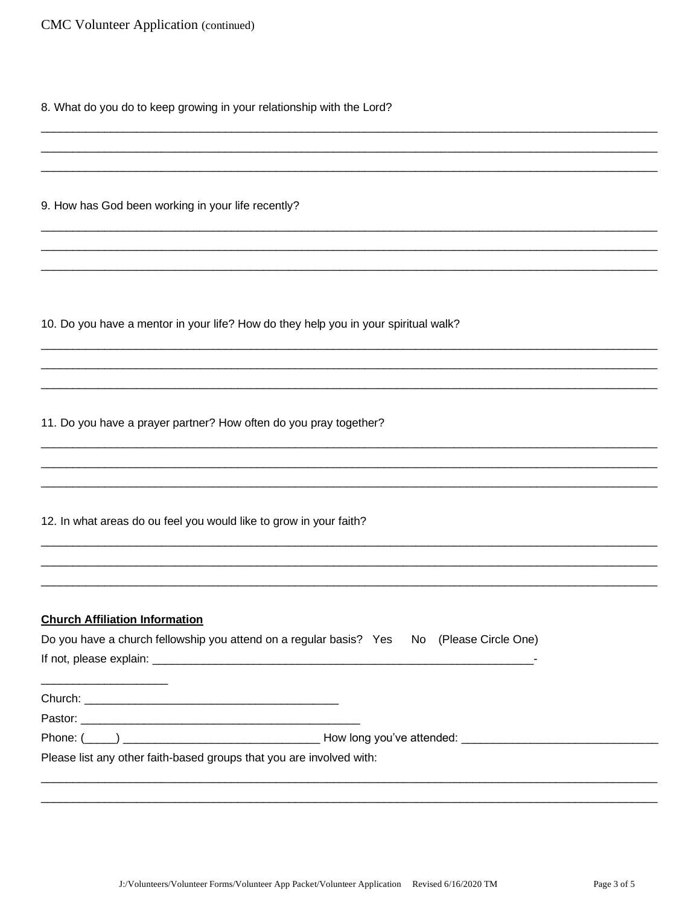CMC Volunteer Application (continued)

8. What do you do to keep growing in your relationship with the Lord?

______________________________________________________________________________________

______________________________________________________________________________________

______________________________________________________________________________________

9. How has God been working in your life recently?

______________________________________________________________________________________

______________________________________________________________________________________

______________________________________________________________________________________

10. Do you have a mentor in your life? How do they help you in your spiritual walk?

______________________________________________________________________________________

______________________________________________________________________________________

______________________________________________________________________________________

11. Do you have a prayer partner? How often do you pray together?

______________________________________________________________________________________

______________________________________________________________________________________

______________________________________________________________________________________

12. In what areas do ou feel you would like to grow in your faith?

______________________________________________________________________________________

______________________________________________________________________________________

______________________________________________________________________________________

**Church Affiliation Information**

Do you have a church fellowship you attend on a regular basis? Yes No (Please Circle One)

If not, please explain: _____________________________________________________________-

___________________

Church: ________________________________________

Pastor: ____________________________________________

Phone: (_____) ______________________________ How long you've attended: ______________________________

Please list any other faith-based groups that you are involved with:

______________________________________________________________________________________

______________________________________________________________________________________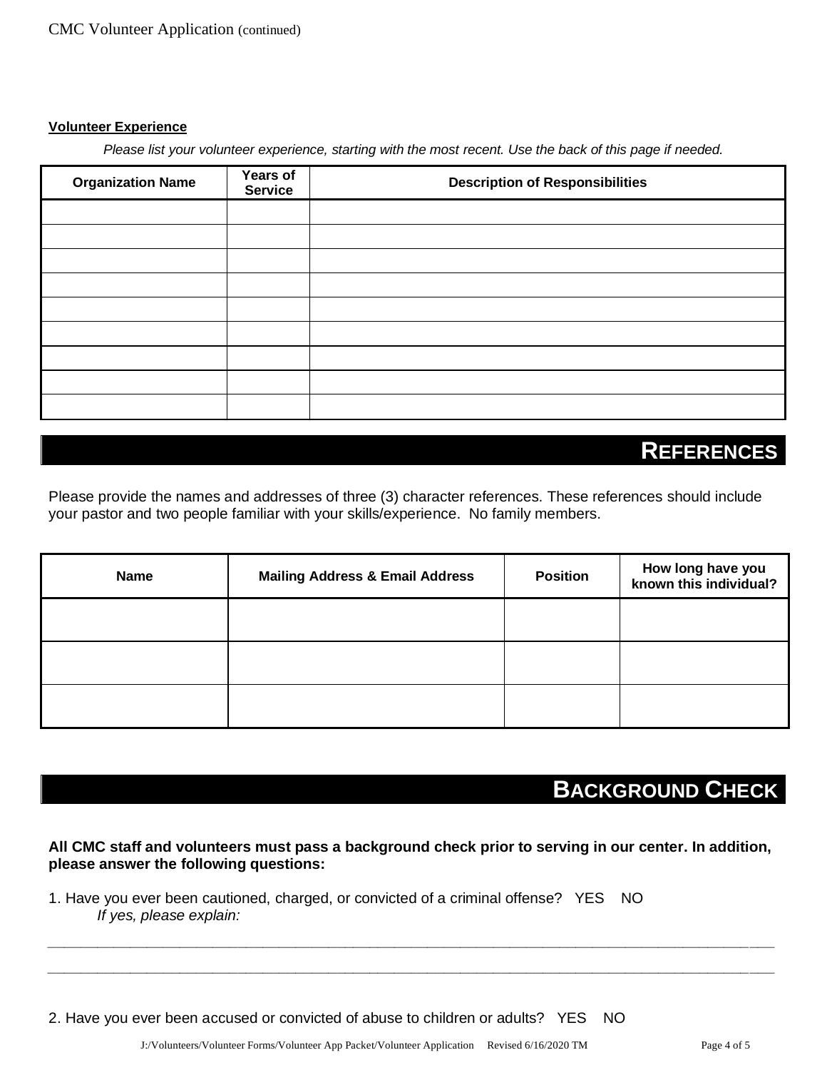CMC Volunteer Application (continued)

**Volunteer Experience**

*Please list your volunteer experience, starting with the most recent. Use the back of this page if needed.*

| Organization Name | Years of Service | Description of Responsibilities |
|---|---|---|
| | | |
| | | |
| | | |
| | | |
| | | |
| | | |
| | | |
| | | |
| | | |

## REFERENCES

Please provide the names and addresses of three (3) character references. These references should include your pastor and two people familiar with your skills/experience. No family members.

| Name | Mailing Address & Email Address | Position | How long have you known this individual? |
|---|---|---|---|
| | | | |
| | | | |
| | | | |

## BACKGROUND CHECK

**All CMC staff and volunteers must pass a background check prior to serving in our center. In addition, please answer the following questions:**

1. Have you ever been cautioned, charged, or convicted of a criminal offense? YES NO
   *If yes, please explain:*

________________________________________________________________________________________________

________________________________________________________________________________________________

2. Have you ever been accused or convicted of abuse to children or adults? YES NO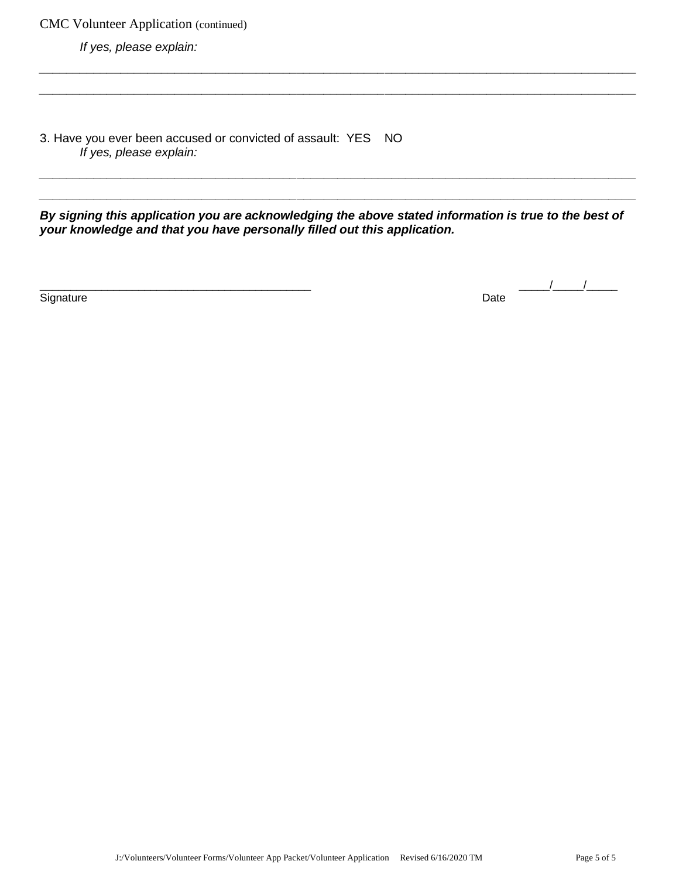*If yes, please explain:*

\_\_\_\_\_\_\_\_\_\_\_\_\_\_\_\_\_\_\_\_\_\_\_\_\_\_\_\_\_\_\_\_\_\_\_\_\_\_\_\_\_\_\_\_\_\_\_\_\_\_\_\_\_\_\_\_\_\_\_\_\_\_\_\_\_\_\_\_\_\_\_\_\_\_\_\_\_\_

\_\_\_\_\_\_\_\_\_\_\_\_\_\_\_\_\_\_\_\_\_\_\_\_\_\_\_\_\_\_\_\_\_\_\_\_\_\_\_\_\_\_\_\_\_\_\_\_\_\_\_\_\_\_\_\_\_\_\_\_\_\_\_\_\_\_\_\_\_\_\_\_\_\_\_\_\_\_

3. Have you ever been accused or convicted of assault: YES NO

*If yes, please explain:*

\_\_\_\_\_\_\_\_\_\_\_\_\_\_\_\_\_\_\_\_\_\_\_\_\_\_\_\_\_\_\_\_\_\_\_\_\_\_\_\_\_\_\_\_\_\_\_\_\_\_\_\_\_\_\_\_\_\_\_\_\_\_\_\_\_\_\_\_\_\_\_\_\_\_\_\_\_\_

\_\_\_\_\_\_\_\_\_\_\_\_\_\_\_\_\_\_\_\_\_\_\_\_\_\_\_\_\_\_\_\_\_\_\_\_\_\_\_\_\_\_\_\_\_\_\_\_\_\_\_\_\_\_\_\_\_\_\_\_\_\_\_\_\_\_\_\_\_\_\_\_\_\_\_\_\_\_

***By signing this application you are acknowledging the above stated information is true to the best of your knowledge and that you have personally filled out this application.***

\_\_\_\_\_\_\_\_\_\_\_\_\_\_\_\_\_\_\_\_\_\_\_\_\_\_\_\_\_\_\_\_\_\_\_\_\_\_\_\_\_\_ \_\_\_\_\_/\_\_\_\_\_/\_\_\_\_\_

Signature Date

J:/Volunteers/Volunteer Forms/Volunteer App Packet/Volunteer Application Revised 6/16/2020 TM